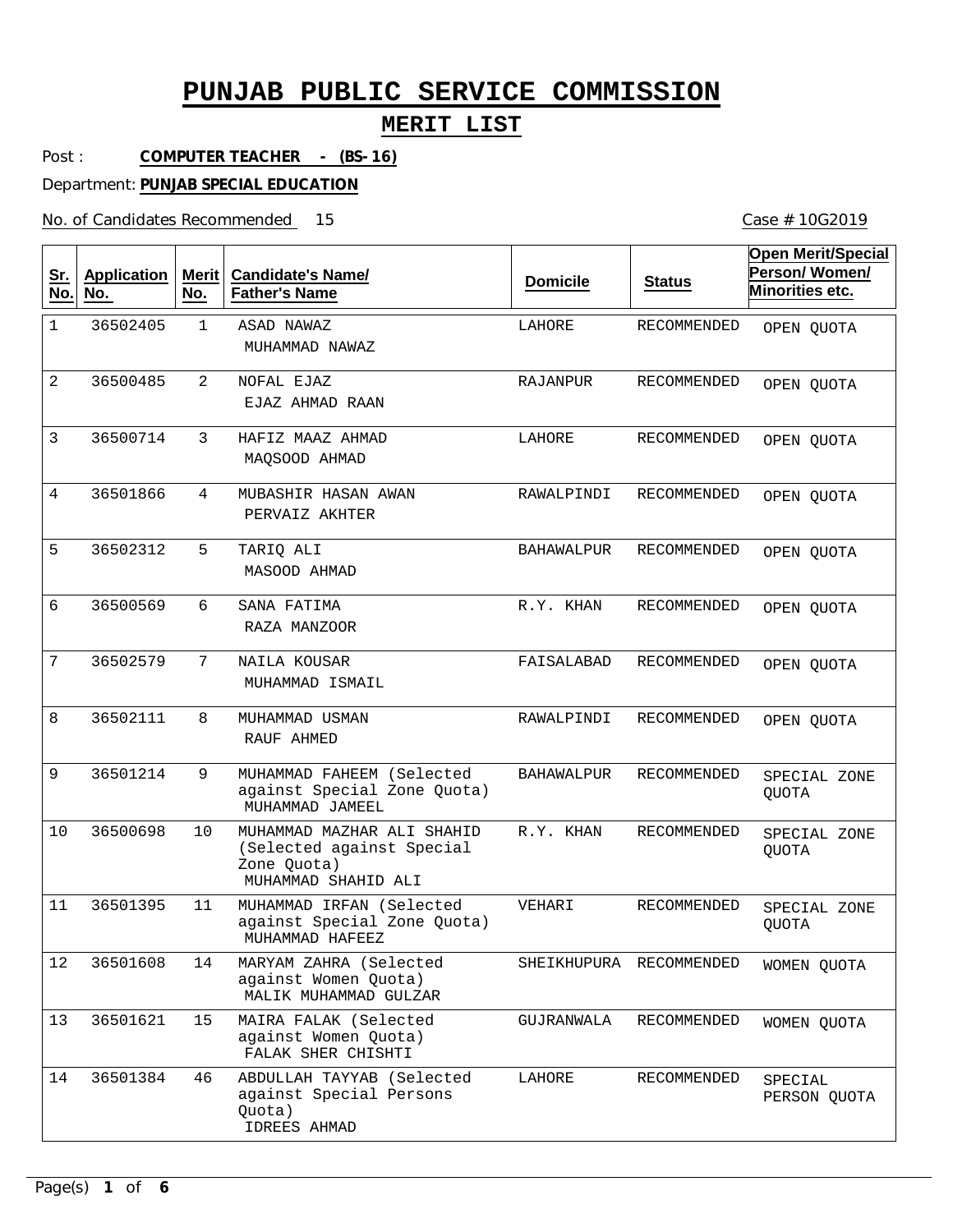# PUNJAB PUBLIC SERVICE COMMISSION

## MERIT LIST

Post : **COMPUTER TEACHER - (BS-16)**

Department: **PUNJAB SPECIAL EDUCATION**

No. of Candidates Recommended 15

Case # 10G2019

| Sr. No. | Application No. | Merit No. | Candidate's Name/ Father's Name | Domicile | Status | Open Merit/Special Person/ Women/ Minorities etc. |
|---|---|---|---|---|---|---|
| 1 | 36502405 | 1 | ASAD NAWAZ<br>MUHAMMAD NAWAZ | LAHORE | RECOMMENDED | OPEN QUOTA |
| 2 | 36500485 | 2 | NOFAL EJAZ<br>EJAZ AHMAD RAAN | RAJANPUR | RECOMMENDED | OPEN QUOTA |
| 3 | 36500714 | 3 | HAFIZ MAAZ AHMAD<br>MAQSOOD AHMAD | LAHORE | RECOMMENDED | OPEN QUOTA |
| 4 | 36501866 | 4 | MUBASHIR HASAN AWAN<br>PERVAIZ AKHTER | RAWALPINDI | RECOMMENDED | OPEN QUOTA |
| 5 | 36502312 | 5 | TARIQ ALI<br>MASOOD AHMAD | BAHAWALPUR | RECOMMENDED | OPEN QUOTA |
| 6 | 36500569 | 6 | SANA FATIMA<br>RAZA MANZOOR | R.Y. KHAN | RECOMMENDED | OPEN QUOTA |
| 7 | 36502579 | 7 | NAILA KOUSAR<br>MUHAMMAD ISMAIL | FAISALABAD | RECOMMENDED | OPEN QUOTA |
| 8 | 36502111 | 8 | MUHAMMAD USMAN<br>RAUF AHMED | RAWALPINDI | RECOMMENDED | OPEN QUOTA |
| 9 | 36501214 | 9 | MUHAMMAD FAHEEM (Selected against Special Zone Quota)<br>MUHAMMAD JAMEEL | BAHAWALPUR | RECOMMENDED | SPECIAL ZONE QUOTA |
| 10 | 36500698 | 10 | MUHAMMAD MAZHAR ALI SHAHID (Selected against Special Zone Quota)<br>MUHAMMAD SHAHID ALI | R.Y. KHAN | RECOMMENDED | SPECIAL ZONE QUOTA |
| 11 | 36501395 | 11 | MUHAMMAD IRFAN (Selected against Special Zone Quota)<br>MUHAMMAD HAFEEZ | VEHARI | RECOMMENDED | SPECIAL ZONE QUOTA |
| 12 | 36501608 | 14 | MARYAM ZAHRA (Selected against Women Quota)<br>MALIK MUHAMMAD GULZAR | SHEIKHUPURA | RECOMMENDED | WOMEN QUOTA |
| 13 | 36501621 | 15 | MAIRA FALAK (Selected against Women Quota)<br>FALAK SHER CHISHTI | GUJRANWALA | RECOMMENDED | WOMEN QUOTA |
| 14 | 36501384 | 46 | ABDULLAH TAYYAB (Selected against Special Persons Quota)<br>IDREES AHMAD | LAHORE | RECOMMENDED | SPECIAL PERSON QUOTA |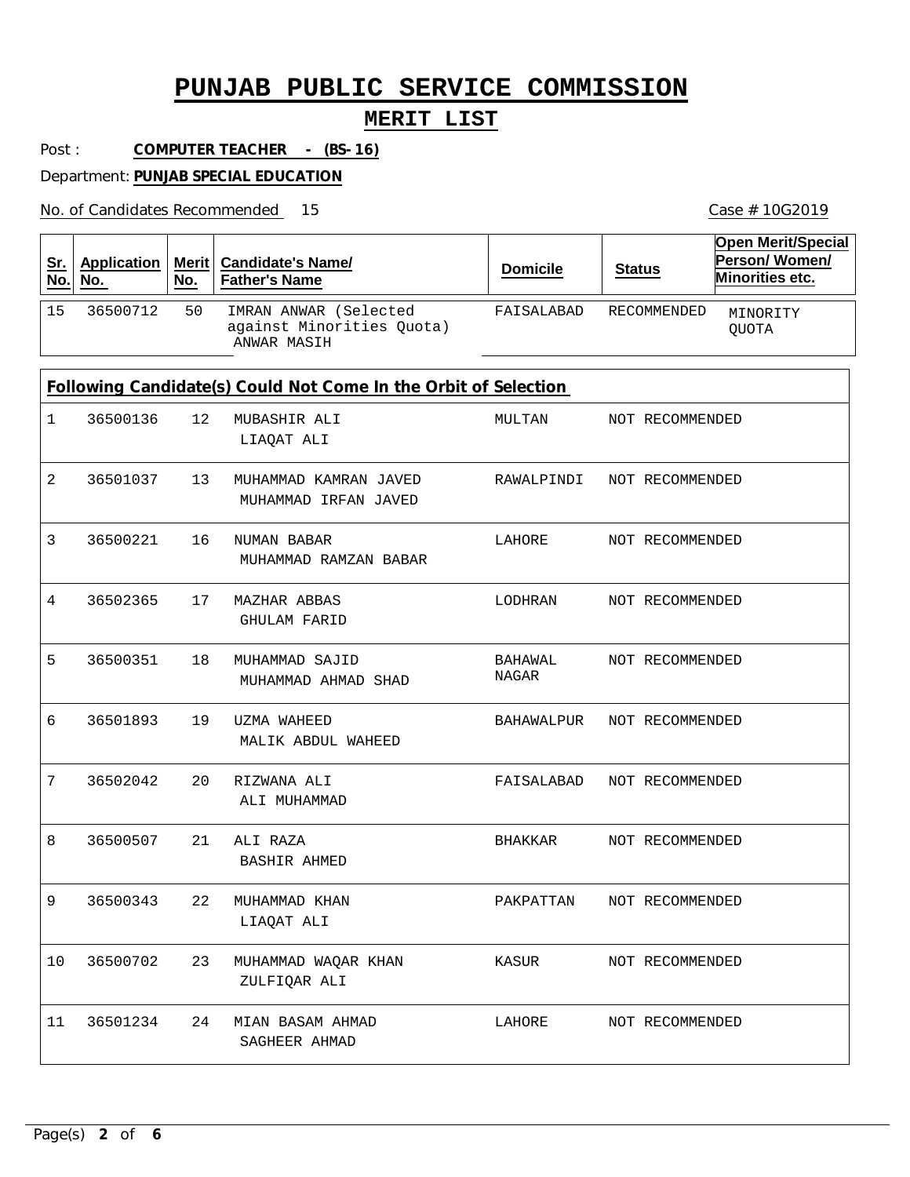# PUNJAB PUBLIC SERVICE COMMISSION

## MERIT LIST

Post : **COMPUTER TEACHER - (BS-16)**

Department: **PUNJAB SPECIAL EDUCATION**

No. of Candidates Recommended 15

Case # 10G2019

| Sr. No. | Application No. | Merit No. | Candidate's Name/ Father's Name | Domicile | Status | Open Merit/Special Person/ Women/ Minorities etc. |
|---|---|---|---|---|---|---|
| 15 | 36500712 | 50 | IMRAN ANWAR (Selected against Minorities Quota) ANWAR MASIH | FAISALABAD | RECOMMENDED | MINORITY QUOTA |

**Following Candidate(s) Could Not Come In the Orbit of Selection**

| Sr. No. | Application No. | Merit No. | Candidate's Name/ Father's Name | Domicile | Status |
|---|---|---|---|---|---|
| 1 | 36500136 | 12 | MUBASHIR ALI<br>LIAQAT ALI | MULTAN | NOT RECOMMENDED |
| 2 | 36501037 | 13 | MUHAMMAD KAMRAN JAVED<br>MUHAMMAD IRFAN JAVED | RAWALPINDI | NOT RECOMMENDED |
| 3 | 36500221 | 16 | NUMAN BABAR<br>MUHAMMAD RAMZAN BABAR | LAHORE | NOT RECOMMENDED |
| 4 | 36502365 | 17 | MAZHAR ABBAS<br>GHULAM FARID | LODHRAN | NOT RECOMMENDED |
| 5 | 36500351 | 18 | MUHAMMAD SAJID<br>MUHAMMAD AHMAD SHAD | BAHAWAL NAGAR | NOT RECOMMENDED |
| 6 | 36501893 | 19 | UZMA WAHEED<br>MALIK ABDUL WAHEED | BAHAWALPUR | NOT RECOMMENDED |
| 7 | 36502042 | 20 | RIZWANA ALI<br>ALI MUHAMMAD | FAISALABAD | NOT RECOMMENDED |
| 8 | 36500507 | 21 | ALI RAZA<br>BASHIR AHMED | BHAKKAR | NOT RECOMMENDED |
| 9 | 36500343 | 22 | MUHAMMAD KHAN<br>LIAQAT ALI | PAKPATTAN | NOT RECOMMENDED |
| 10 | 36500702 | 23 | MUHAMMAD WAQAR KHAN<br>ZULFIQAR ALI | KASUR | NOT RECOMMENDED |
| 11 | 36501234 | 24 | MIAN BASAM AHMAD<br>SAGHEER AHMAD | LAHORE | NOT RECOMMENDED |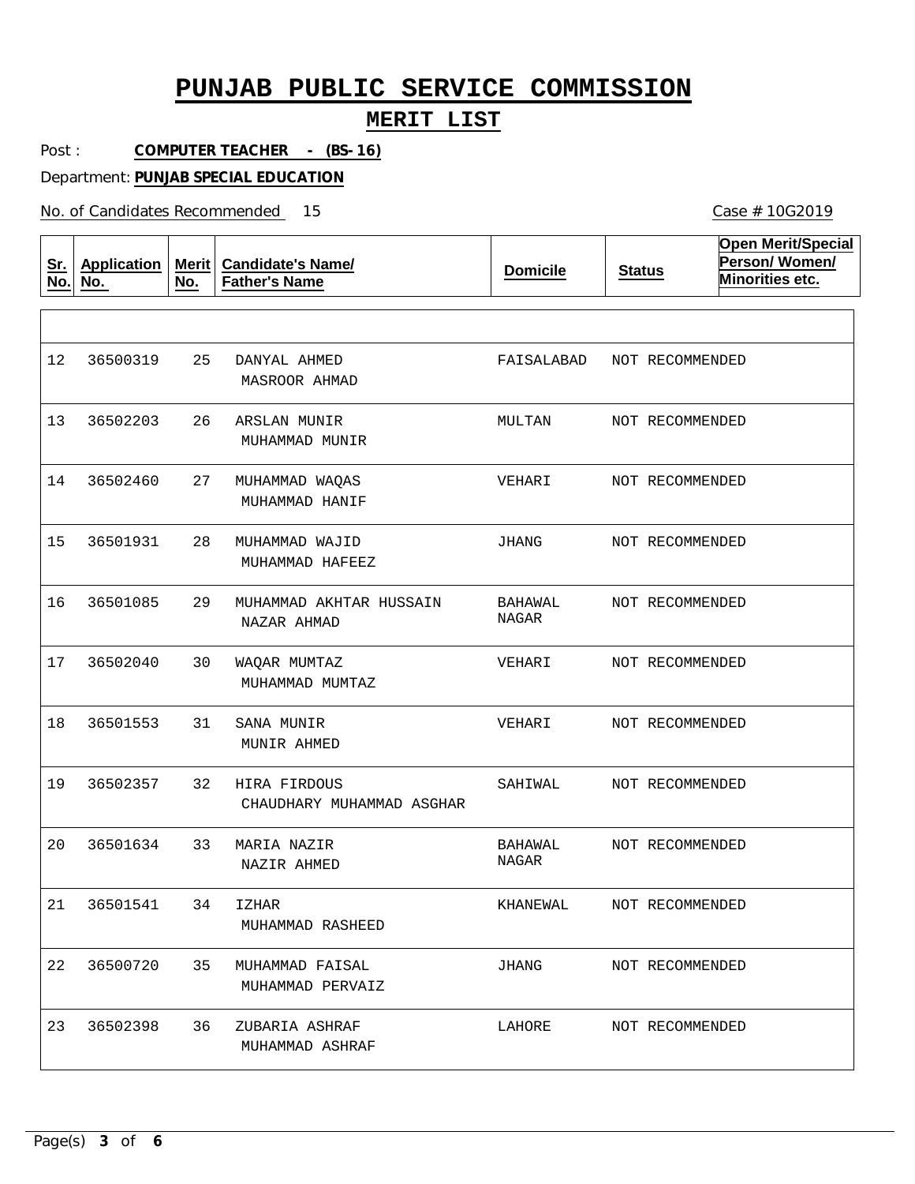# PUNJAB PUBLIC SERVICE COMMISSION

## MERIT LIST

Post : **COMPUTER TEACHER - (BS-16)**

Department: **PUNJAB SPECIAL EDUCATION**

No. of Candidates Recommended 15

Case # 10G2019

| Sr. No. | Application No. | Merit No. | Candidate's Name/ Father's Name | Domicile | Status | Open Merit/Special Person/ Women/ Minorities etc. |
|---|---|---|---|---|---|---|
| 12 | 36500319 | 25 | DANYAL AHMED<br>MASROOR AHMAD | FAISALABAD | NOT RECOMMENDED | |
| 13 | 36502203 | 26 | ARSLAN MUNIR<br>MUHAMMAD MUNIR | MULTAN | NOT RECOMMENDED | |
| 14 | 36502460 | 27 | MUHAMMAD WAQAS<br>MUHAMMAD HANIF | VEHARI | NOT RECOMMENDED | |
| 15 | 36501931 | 28 | MUHAMMAD WAJID<br>MUHAMMAD HAFEEZ | JHANG | NOT RECOMMENDED | |
| 16 | 36501085 | 29 | MUHAMMAD AKHTAR HUSSAIN<br>NAZAR AHMAD | BAHAWAL NAGAR | NOT RECOMMENDED | |
| 17 | 36502040 | 30 | WAQAR MUMTAZ<br>MUHAMMAD MUMTAZ | VEHARI | NOT RECOMMENDED | |
| 18 | 36501553 | 31 | SANA MUNIR<br>MUNIR AHMED | VEHARI | NOT RECOMMENDED | |
| 19 | 36502357 | 32 | HIRA FIRDOUS<br>CHAUDHARY MUHAMMAD ASGHAR | SAHIWAL | NOT RECOMMENDED | |
| 20 | 36501634 | 33 | MARIA NAZIR<br>NAZIR AHMED | BAHAWAL NAGAR | NOT RECOMMENDED | |
| 21 | 36501541 | 34 | IZHAR<br>MUHAMMAD RASHEED | KHANEWAL | NOT RECOMMENDED | |
| 22 | 36500720 | 35 | MUHAMMAD FAISAL<br>MUHAMMAD PERVAIZ | JHANG | NOT RECOMMENDED | |
| 23 | 36502398 | 36 | ZUBARIA ASHRAF<br>MUHAMMAD ASHRAF | LAHORE | NOT RECOMMENDED | |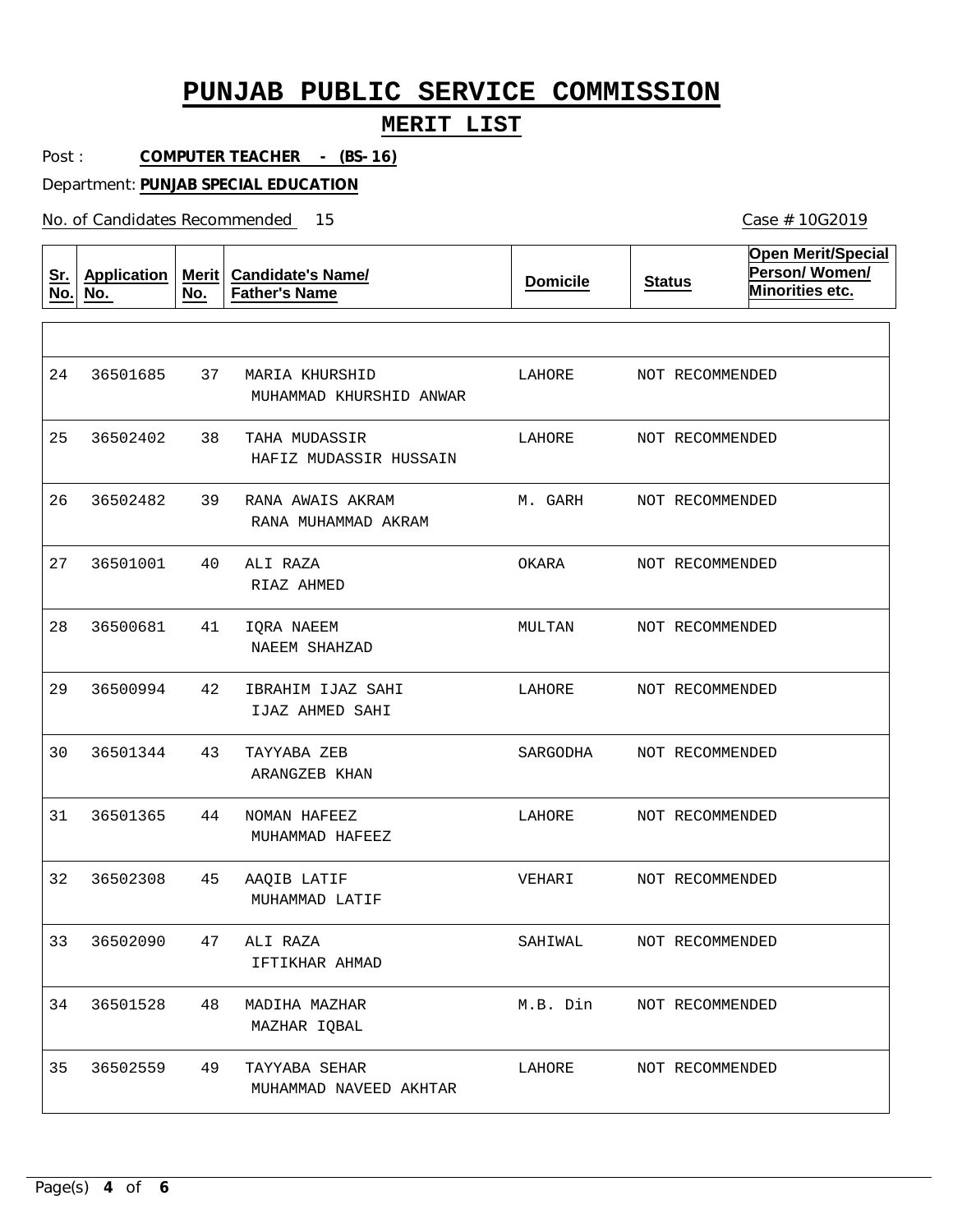# PUNJAB PUBLIC SERVICE COMMISSION

## MERIT LIST

Post : **COMPUTER TEACHER - (BS-16)**

Department: **PUNJAB SPECIAL EDUCATION**

No. of Candidates Recommended 15

Case # 10G2019

| Sr. No. | Application No. | Merit No. | Candidate's Name/ Father's Name | Domicile | Status | Open Merit/Special Person/ Women/ Minorities etc. |
|---|---|---|---|---|---|---|
| 24 | 36501685 | 37 | MARIA KHURSHID<br>MUHAMMAD KHURSHID ANWAR | LAHORE | NOT RECOMMENDED | |
| 25 | 36502402 | 38 | TAHA MUDASSIR<br>HAFIZ MUDASSIR HUSSAIN | LAHORE | NOT RECOMMENDED | |
| 26 | 36502482 | 39 | RANA AWAIS AKRAM<br>RANA MUHAMMAD AKRAM | M. GARH | NOT RECOMMENDED | |
| 27 | 36501001 | 40 | ALI RAZA<br>RIAZ AHMED | OKARA | NOT RECOMMENDED | |
| 28 | 36500681 | 41 | IQRA NAEEM<br>NAEEM SHAHZAD | MULTAN | NOT RECOMMENDED | |
| 29 | 36500994 | 42 | IBRAHIM IJAZ SAHI<br>IJAZ AHMED SAHI | LAHORE | NOT RECOMMENDED | |
| 30 | 36501344 | 43 | TAYYABA ZEB<br>ARANGZEB KHAN | SARGODHA | NOT RECOMMENDED | |
| 31 | 36501365 | 44 | NOMAN HAFEEZ<br>MUHAMMAD HAFEEZ | LAHORE | NOT RECOMMENDED | |
| 32 | 36502308 | 45 | AAQIB LATIF<br>MUHAMMAD LATIF | VEHARI | NOT RECOMMENDED | |
| 33 | 36502090 | 47 | ALI RAZA<br>IFTIKHAR AHMAD | SAHIWAL | NOT RECOMMENDED | |
| 34 | 36501528 | 48 | MADIHA MAZHAR<br>MAZHAR IQBAL | M.B. Din | NOT RECOMMENDED | |
| 35 | 36502559 | 49 | TAYYABA SEHAR<br>MUHAMMAD NAVEED AKHTAR | LAHORE | NOT RECOMMENDED | |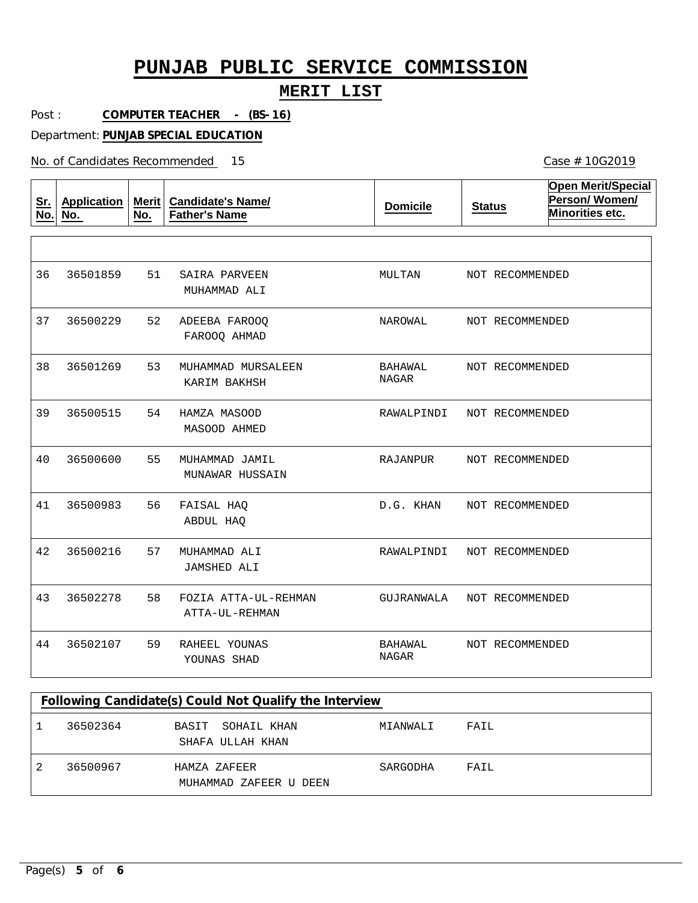# PUNJAB PUBLIC SERVICE COMMISSION

## MERIT LIST

Post : **COMPUTER TEACHER - (BS-16)**

Department: **PUNJAB SPECIAL EDUCATION**

No. of Candidates Recommended 15

Case # 10G2019

| Sr. No. | Application No. | Merit No. | Candidate's Name/ Father's Name | Domicile | Status | Open Merit/Special Person/ Women/ Minorities etc. |
|---|---|---|---|---|---|---|
| 36 | 36501859 | 51 | SAIRA PARVEEN<br>MUHAMMAD ALI | MULTAN | NOT RECOMMENDED | |
| 37 | 36500229 | 52 | ADEEBA FAROOQ<br>FAROOQ AHMAD | NAROWAL | NOT RECOMMENDED | |
| 38 | 36501269 | 53 | MUHAMMAD MURSALEEN<br>KARIM BAKHSH | BAHAWAL NAGAR | NOT RECOMMENDED | |
| 39 | 36500515 | 54 | HAMZA MASOOD<br>MASOOD AHMED | RAWALPINDI | NOT RECOMMENDED | |
| 40 | 36500600 | 55 | MUHAMMAD JAMIL<br>MUNAWAR HUSSAIN | RAJANPUR | NOT RECOMMENDED | |
| 41 | 36500983 | 56 | FAISAL HAQ<br>ABDUL HAQ | D.G. KHAN | NOT RECOMMENDED | |
| 42 | 36500216 | 57 | MUHAMMAD ALI<br>JAMSHED ALI | RAWALPINDI | NOT RECOMMENDED | |
| 43 | 36502278 | 58 | FOZIA ATTA-UL-REHMAN<br>ATTA-UL-REHMAN | GUJRANWALA | NOT RECOMMENDED | |
| 44 | 36502107 | 59 | RAHEEL YOUNAS<br>YOUNAS SHAD | BAHAWAL NAGAR | NOT RECOMMENDED | |

**Following Candidate(s) Could Not Qualify the Interview**

| Sr. No. | Application No. | Candidate's Name/ Father's Name | Domicile | Status |
|---|---|---|---|---|
| 1 | 36502364 | BASIT SOHAIL KHAN<br>SHAFA ULLAH KHAN | MIANWALI | FAIL |
| 2 | 36500967 | HAMZA ZAFEER<br>MUHAMMAD ZAFEER U DEEN | SARGODHA | FAIL |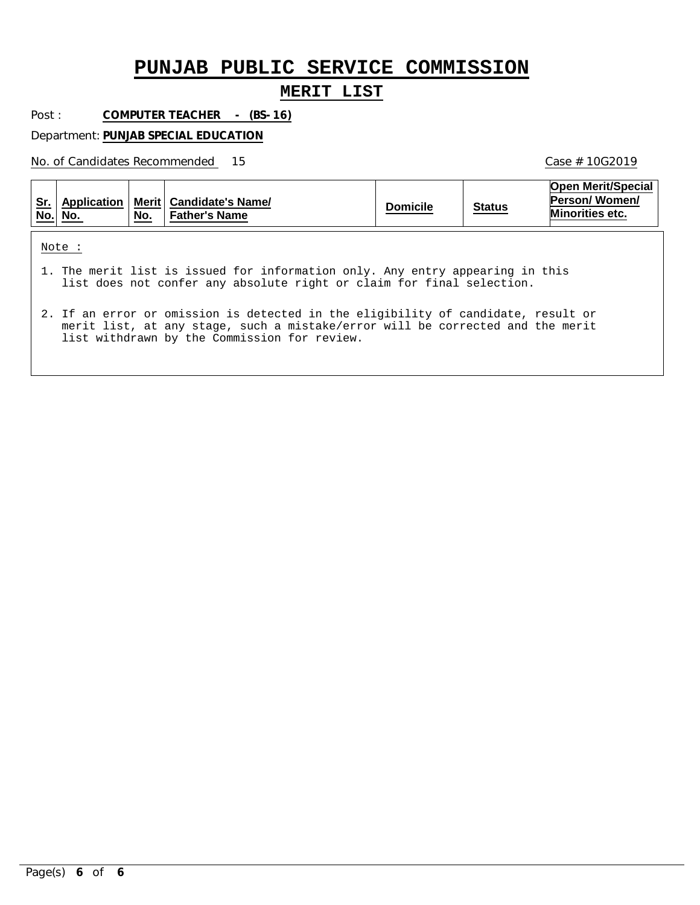# PUNJAB PUBLIC SERVICE COMMISSION

## MERIT LIST

Post : **COMPUTER TEACHER - (BS-16)**

Department: **PUNJAB SPECIAL EDUCATION**

No. of Candidates Recommended 15

Case # 10G2019

| Sr. No. | Application No. | Merit No. | Candidate's Name/ Father's Name | Domicile | Status | Open Merit/Special Person/ Women/ Minorities etc. |
|---|---|---|---|---|---|---|

Note :

1. The merit list is issued for information only. Any entry appearing in this list does not confer any absolute right or claim for final selection.

2. If an error or omission is detected in the eligibility of candidate, result or merit list, at any stage, such a mistake/error will be corrected and the merit list withdrawn by the Commission for review.